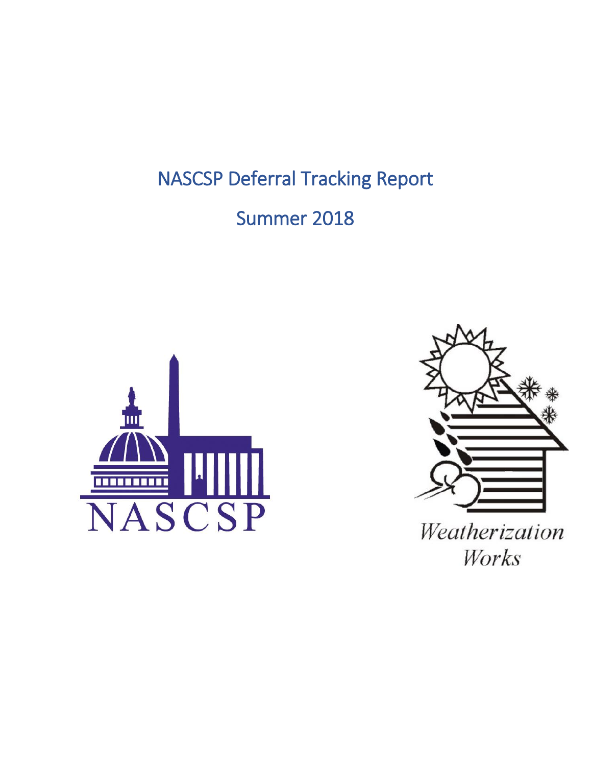# NASCSP Deferral Tracking Report

## Summer 2018

NASCSP

*Weatherization Works*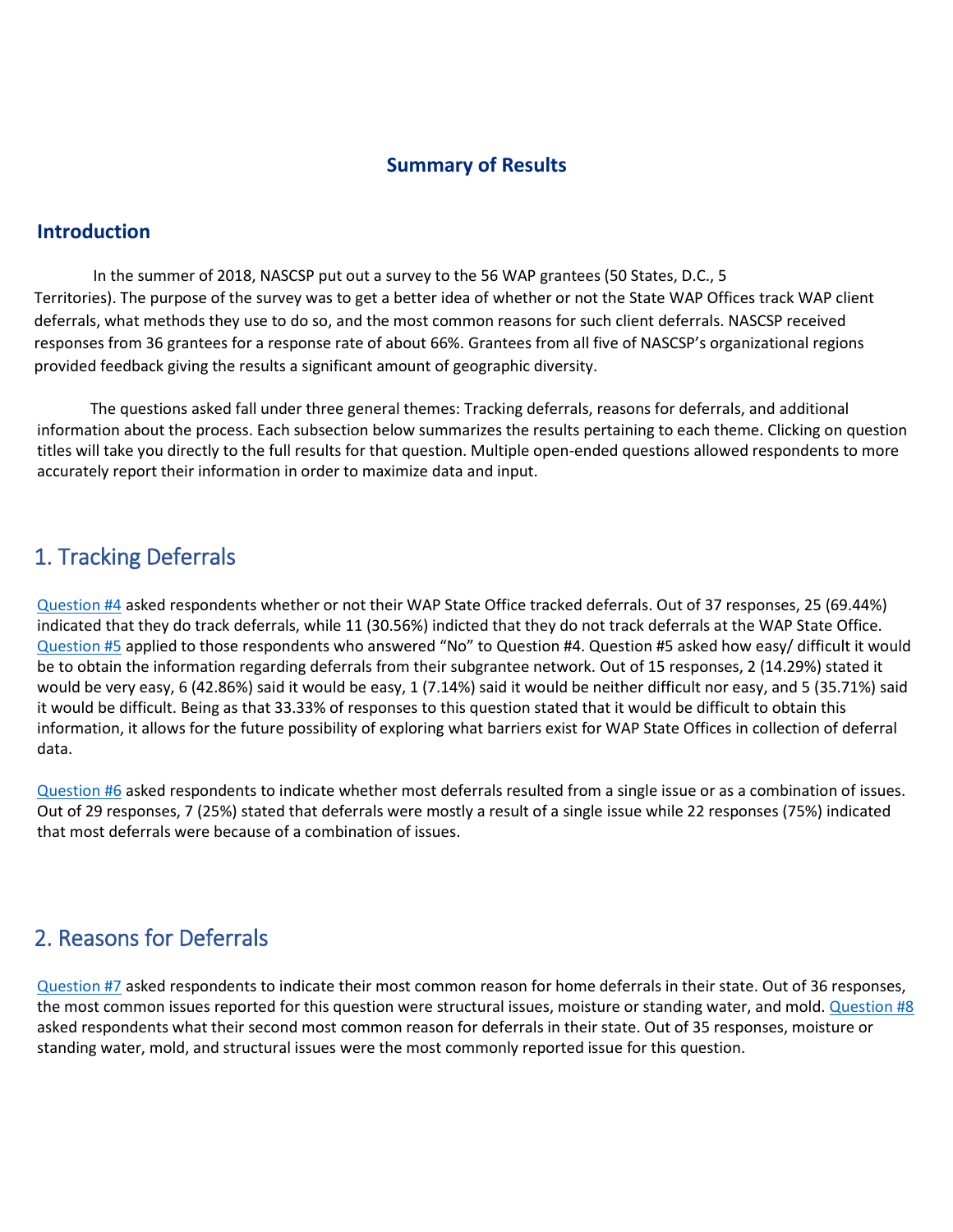## Summary of Results

## Introduction

In the summer of 2018, NASCSP put out a survey to the 56 WAP grantees (50 States, D.C., 5 Territories). The purpose of the survey was to get a better idea of whether or not the State WAP Offices track WAP client deferrals, what methods they use to do so, and the most common reasons for such client deferrals. NASCSP received responses from 36 grantees for a response rate of about 66%. Grantees from all five of NASCSP's organizational regions provided feedback giving the results a significant amount of geographic diversity.

The questions asked fall under three general themes: Tracking deferrals, reasons for deferrals, and additional information about the process. Each subsection below summarizes the results pertaining to each theme. Clicking on question titles will take you directly to the full results for that question. Multiple open-ended questions allowed respondents to more accurately report their information in order to maximize data and input.

## 1. Tracking Deferrals

Question #4 asked respondents whether or not their WAP State Office tracked deferrals. Out of 37 responses, 25 (69.44%) indicated that they do track deferrals, while 11 (30.56%) indicted that they do not track deferrals at the WAP State Office. Question #5 applied to those respondents who answered "No" to Question #4. Question #5 asked how easy/ difficult it would be to obtain the information regarding deferrals from their subgrantee network. Out of 15 responses, 2 (14.29%) stated it would be very easy, 6 (42.86%) said it would be easy, 1 (7.14%) said it would be neither difficult nor easy, and 5 (35.71%) said it would be difficult. Being as that 33.33% of responses to this question stated that it would be difficult to obtain this information, it allows for the future possibility of exploring what barriers exist for WAP State Offices in collection of deferral data.

Question #6 asked respondents to indicate whether most deferrals resulted from a single issue or as a combination of issues. Out of 29 responses, 7 (25%) stated that deferrals were mostly a result of a single issue while 22 responses (75%) indicated that most deferrals were because of a combination of issues.

## 2. Reasons for Deferrals

Question #7 asked respondents to indicate their most common reason for home deferrals in their state. Out of 36 responses, the most common issues reported for this question were structural issues, moisture or standing water, and mold. Question #8 asked respondents what their second most common reason for deferrals in their state. Out of 35 responses, moisture or standing water, mold, and structural issues were the most commonly reported issue for this question.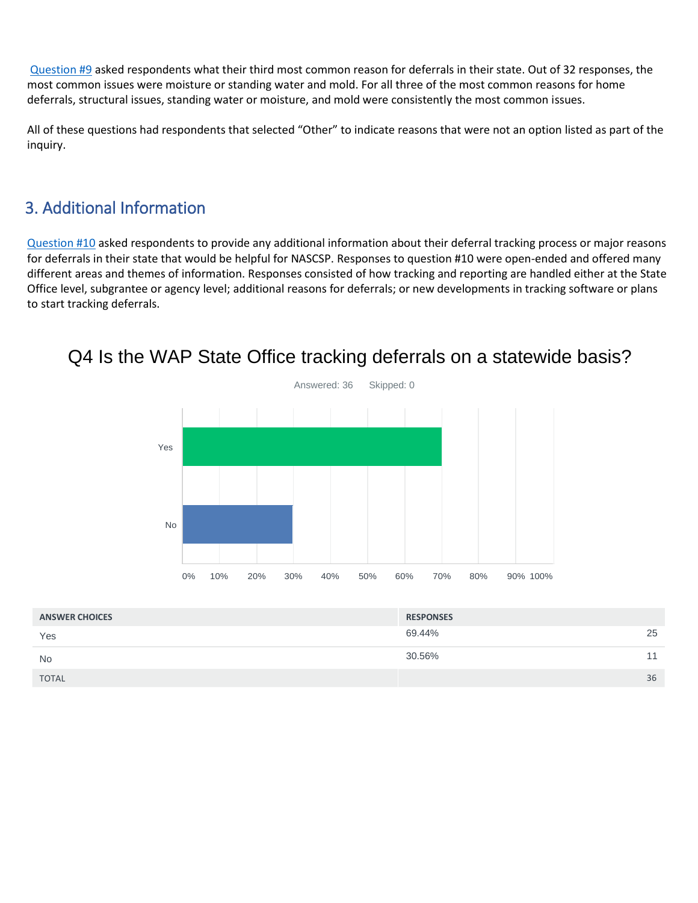[Question #9](#) asked respondents what their third most common reason for deferrals in their state. Out of 32 responses, the most common issues were moisture or standing water and mold. For all three of the most common reasons for home deferrals, structural issues, standing water or moisture, and mold were consistently the most common issues.

All of these questions had respondents that selected "Other" to indicate reasons that were not an option listed as part of the inquiry.

## 3. Additional Information

[Question #10](#) asked respondents to provide any additional information about their deferral tracking process or major reasons for deferrals in their state that would be helpful for NASCSP. Responses to question #10 were open-ended and offered many different areas and themes of information. Responses consisted of how tracking and reporting are handled either at the State Office level, subgrantee or agency level; additional reasons for deferrals; or new developments in tracking software or plans to start tracking deferrals.

### Q4 Is the WAP State Office tracking deferrals on a statewide basis?

Answered: 36 Skipped: 0

| ANSWER CHOICES | RESPONSES | |
|---|---|---|
| Yes | 69.44% | 25 |
| No | 30.56% | 11 |
| TOTAL | | 36 |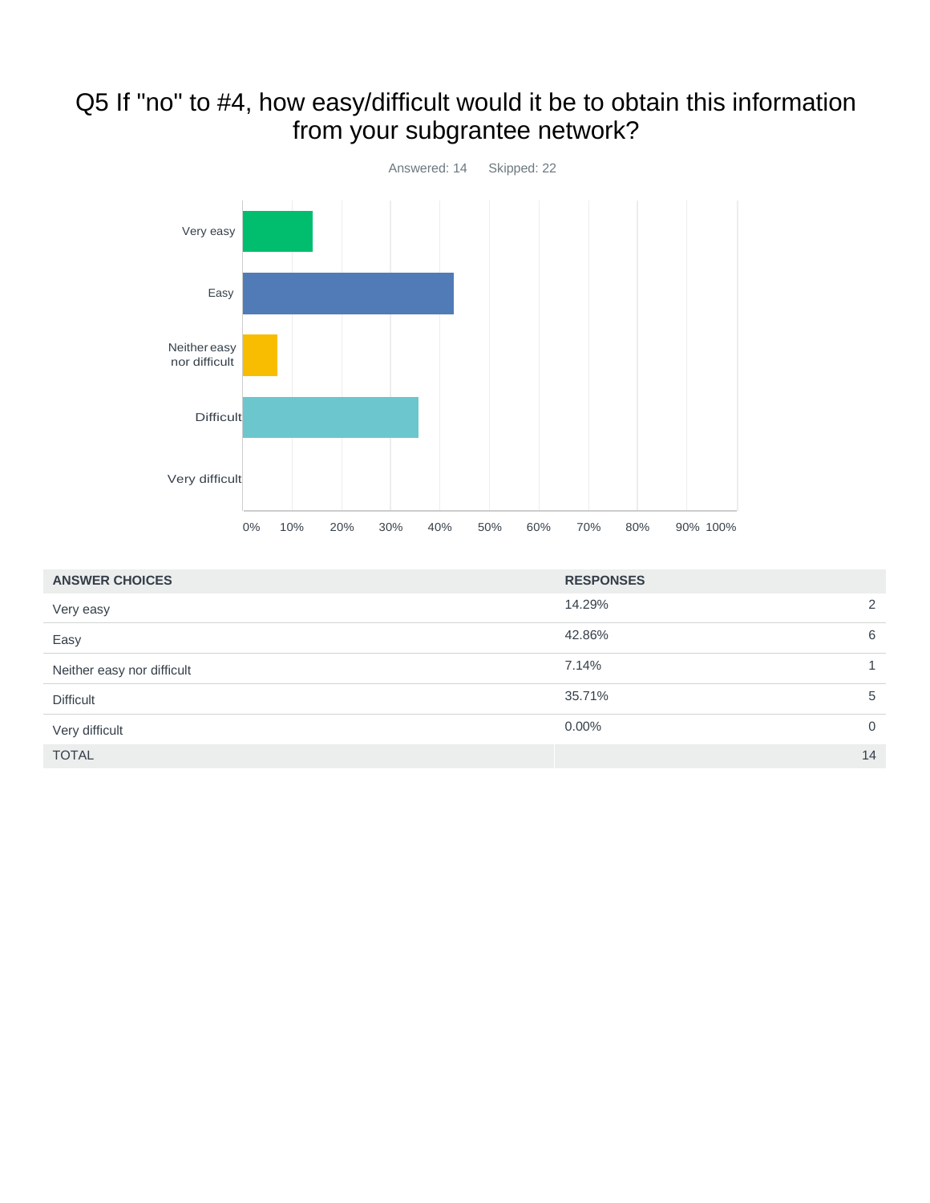# Q5 If "no" to #4, how easy/difficult would it be to obtain this information from your subgrantee network?

Answered: 14 Skipped: 22

| ANSWER CHOICES | RESPONSES | |
|---|---|---|
| Very easy | 14.29% | 2 |
| Easy | 42.86% | 6 |
| Neither easy nor difficult | 7.14% | 1 |
| Difficult | 35.71% | 5 |
| Very difficult | 0.00% | 0 |
| TOTAL | | 14 |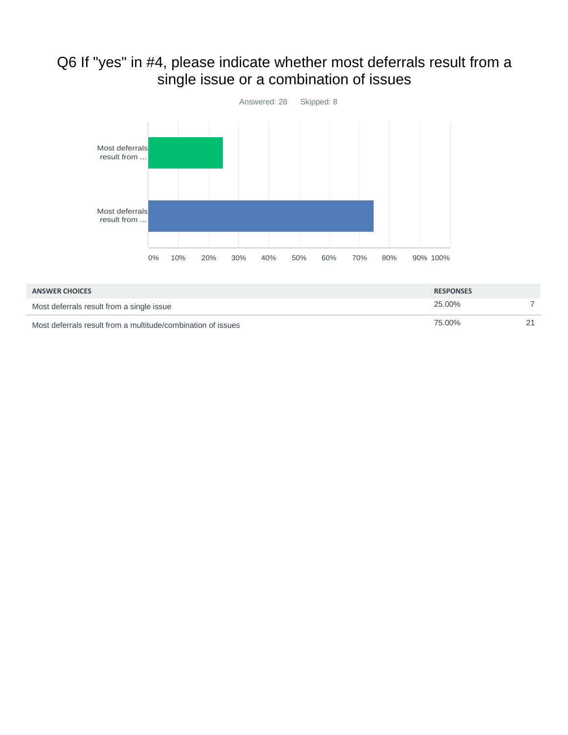# Q6 If "yes" in #4, please indicate whether most deferrals result from a single issue or a combination of issues

Answered: 28 Skipped: 8

| ANSWER CHOICES | RESPONSES | |
|---|---|---|
| Most deferrals result from a single issue | 25.00% | 7 |
| Most deferrals result from a multitude/combination of issues | 75.00% | 21 |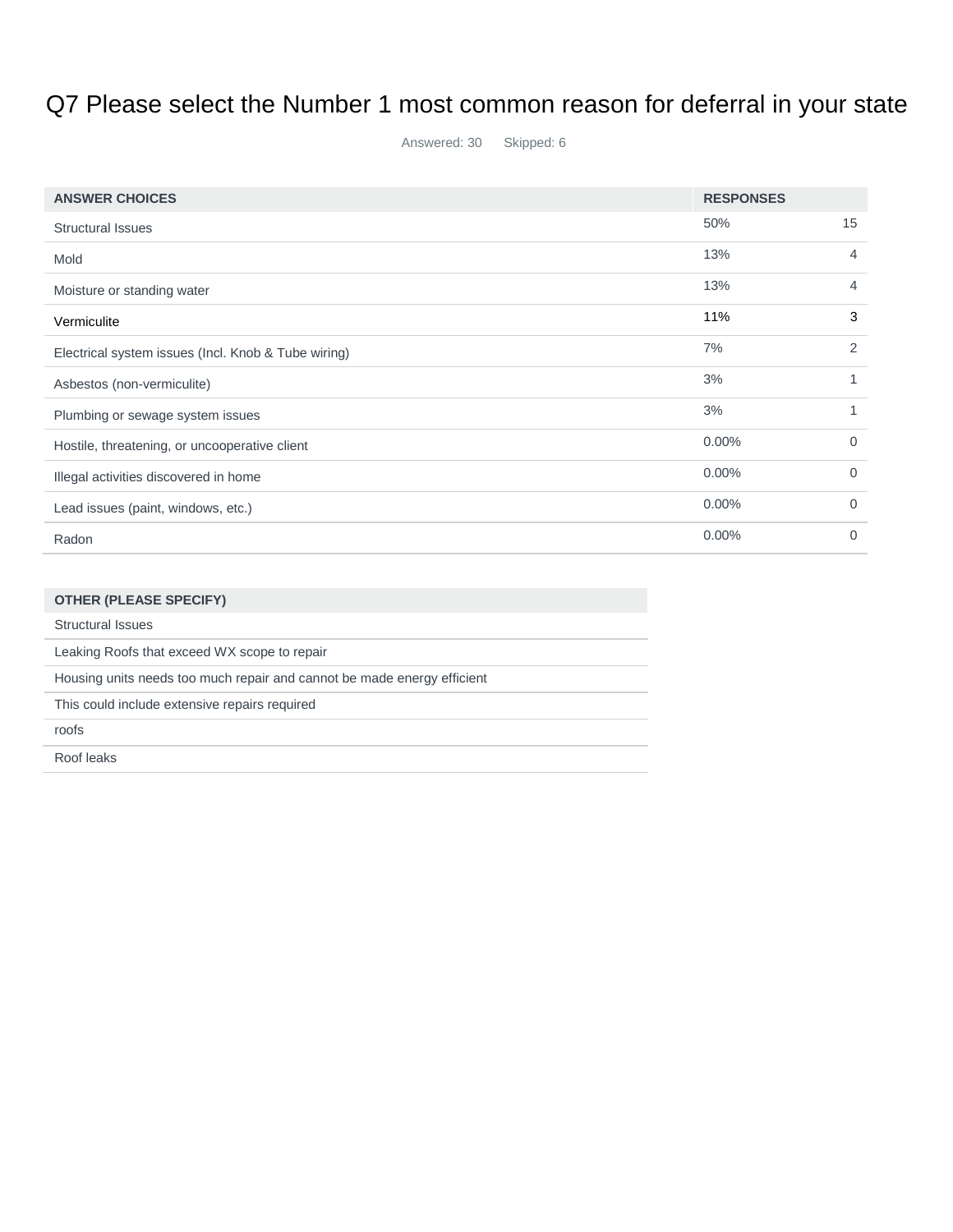# Q7 Please select the Number 1 most common reason for deferral in your state

Answered: 30 Skipped: 6

| ANSWER CHOICES | RESPONSES | |
|---|---|---|
| Structural Issues | 50% | 15 |
| Mold | 13% | 4 |
| Moisture or standing water | 13% | 4 |
| Vermiculite | 11% | 3 |
| Electrical system issues (Incl. Knob & Tube wiring) | 7% | 2 |
| Asbestos (non-vermiculite) | 3% | 1 |
| Plumbing or sewage system issues | 3% | 1 |
| Hostile, threatening, or uncooperative client | 0.00% | 0 |
| Illegal activities discovered in home | 0.00% | 0 |
| Lead issues (paint, windows, etc.) | 0.00% | 0 |
| Radon | 0.00% | 0 |

| OTHER (PLEASE SPECIFY) |
|---|
| Structural Issues |
| Leaking Roofs that exceed WX scope to repair |
| Housing units needs too much repair and cannot be made energy efficient |
| This could include extensive repairs required |
| roofs |
| Roof leaks |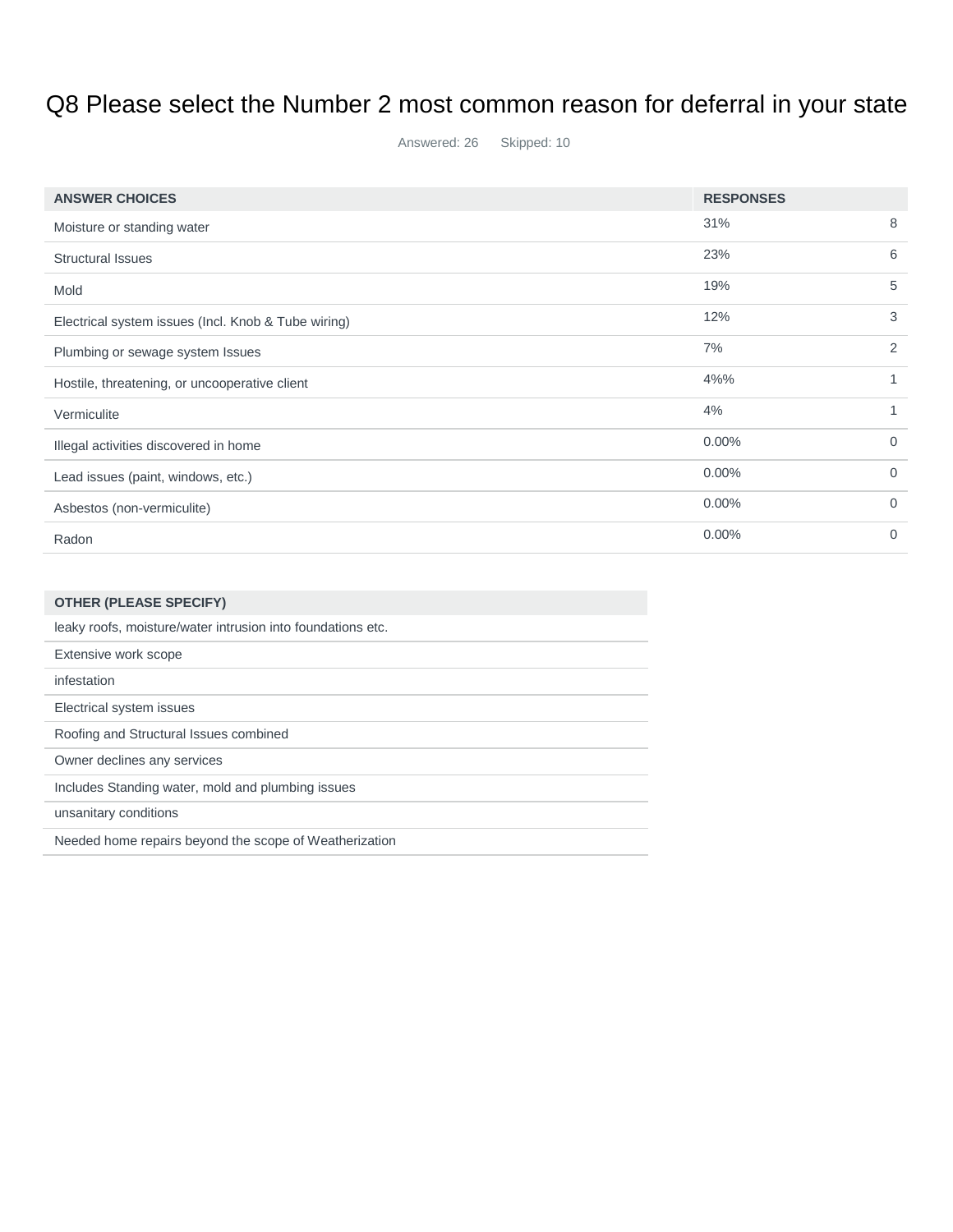# Q8 Please select the Number 2 most common reason for deferral in your state

Answered: 26 Skipped: 10

| ANSWER CHOICES | RESPONSES | |
|---|---|---|
| Moisture or standing water | 31% | 8 |
| Structural Issues | 23% | 6 |
| Mold | 19% | 5 |
| Electrical system issues (Incl. Knob & Tube wiring) | 12% | 3 |
| Plumbing or sewage system Issues | 7% | 2 |
| Hostile, threatening, or uncooperative client | 4%% | 1 |
| Vermiculite | 4% | 1 |
| Illegal activities discovered in home | 0.00% | 0 |
| Lead issues (paint, windows, etc.) | 0.00% | 0 |
| Asbestos (non-vermiculite) | 0.00% | 0 |
| Radon | 0.00% | 0 |

| OTHER (PLEASE SPECIFY) |
|---|
| leaky roofs, moisture/water intrusion into foundations etc. |
| Extensive work scope |
| infestation |
| Electrical system issues |
| Roofing and Structural Issues combined |
| Owner declines any services |
| Includes Standing water, mold and plumbing issues |
| unsanitary conditions |
| Needed home repairs beyond the scope of Weatherization |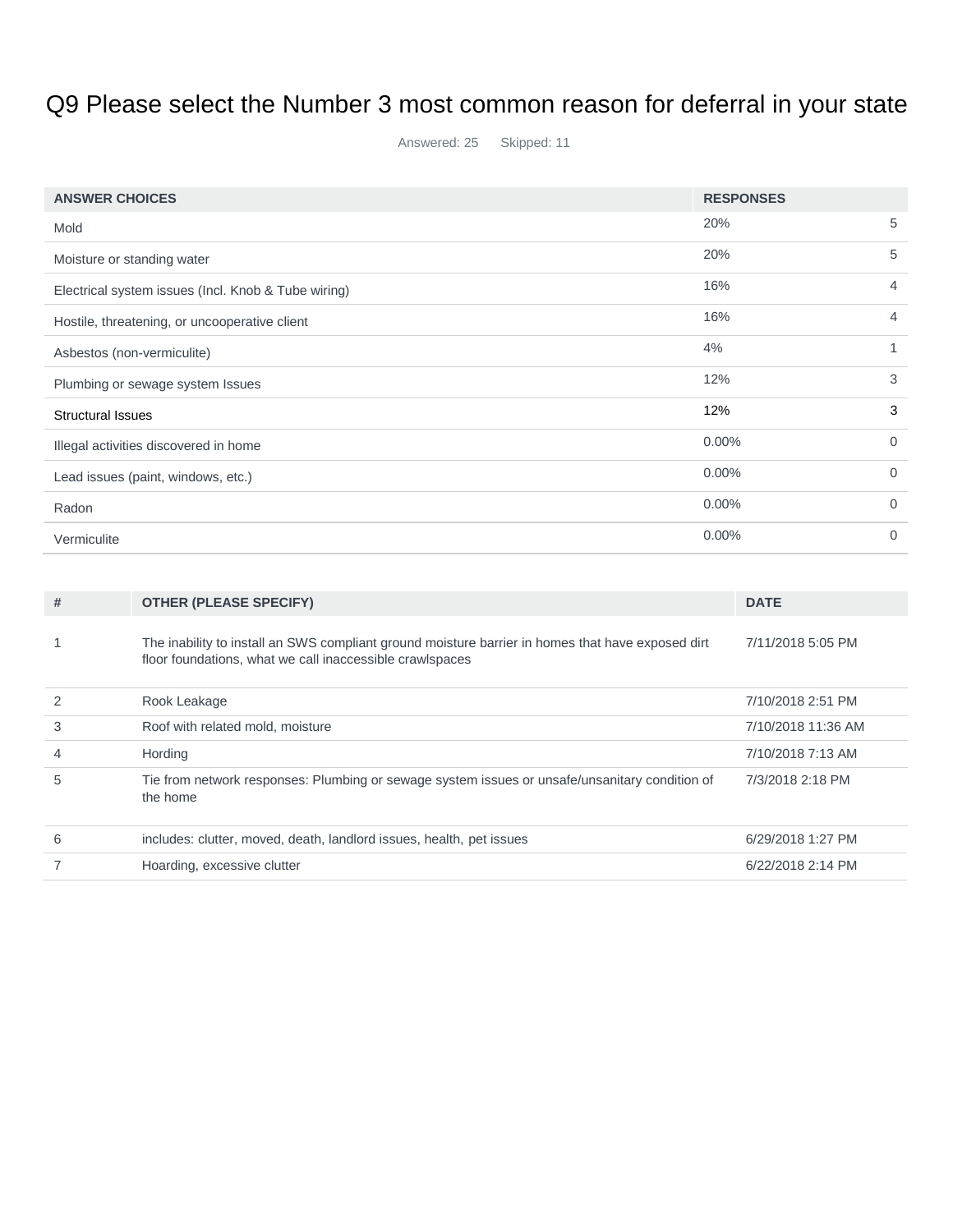# Q9 Please select the Number 3 most common reason for deferral in your state

Answered: 25 Skipped: 11

| ANSWER CHOICES | RESPONSES | |
|---|---|---|
| Mold | 20% | 5 |
| Moisture or standing water | 20% | 5 |
| Electrical system issues (Incl. Knob & Tube wiring) | 16% | 4 |
| Hostile, threatening, or uncooperative client | 16% | 4 |
| Asbestos (non-vermiculite) | 4% | 1 |
| Plumbing or sewage system Issues | 12% | 3 |
| Structural Issues | 12% | 3 |
| Illegal activities discovered in home | 0.00% | 0 |
| Lead issues (paint, windows, etc.) | 0.00% | 0 |
| Radon | 0.00% | 0 |
| Vermiculite | 0.00% | 0 |

| # | OTHER (PLEASE SPECIFY) | DATE |
|---|---|---|
| 1 | The inability to install an SWS compliant ground moisture barrier in homes that have exposed dirt floor foundations, what we call inaccessible crawlspaces | 7/11/2018 5:05 PM |
| 2 | Rook Leakage | 7/10/2018 2:51 PM |
| 3 | Roof with related mold, moisture | 7/10/2018 11:36 AM |
| 4 | Hording | 7/10/2018 7:13 AM |
| 5 | Tie from network responses: Plumbing or sewage system issues or unsafe/unsanitary condition of the home | 7/3/2018 2:18 PM |
| 6 | includes: clutter, moved, death, landlord issues, health, pet issues | 6/29/2018 1:27 PM |
| 7 | Hoarding, excessive clutter | 6/22/2018 2:14 PM |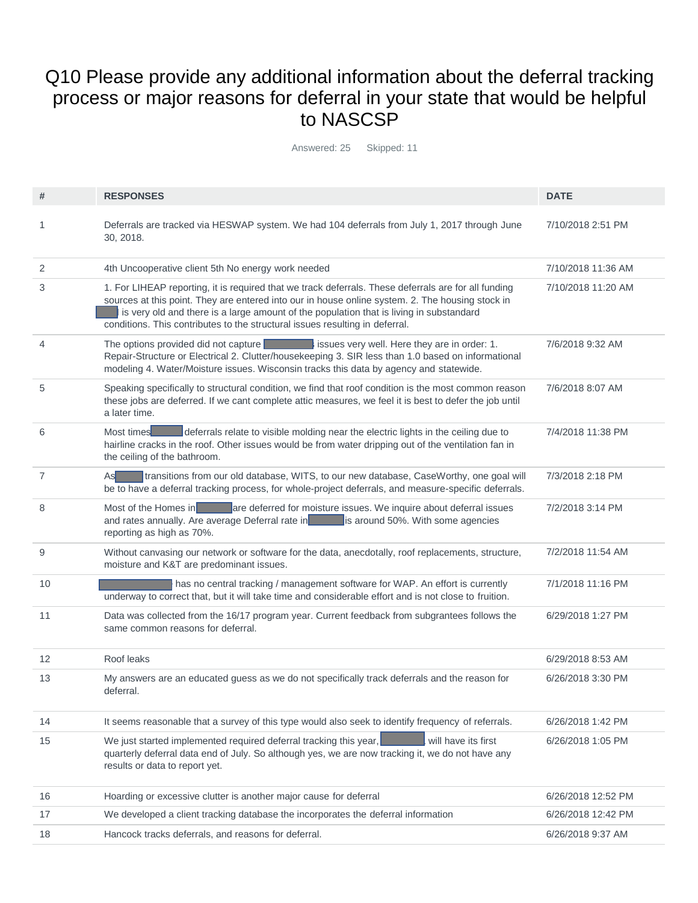# Q10 Please provide any additional information about the deferral tracking process or major reasons for deferral in your state that would be helpful to NASCSP

Answered: 25 Skipped: 11

| # | RESPONSES | DATE |
|---|---|---|
| 1 | Deferrals are tracked via HESWAP system. We had 104 deferrals from July 1, 2017 through June 30, 2018. | 7/10/2018 2:51 PM |
| 2 | 4th Uncooperative client 5th No energy work needed | 7/10/2018 11:36 AM |
| 3 | 1. For LIHEAP reporting, it is required that we track deferrals. These deferrals are for all funding sources at this point. They are entered into our in house online system. 2. The housing stock in is very old and there is a large amount of the population that is living in substandard conditions. This contributes to the structural issues resulting in deferral. | 7/10/2018 11:20 AM |
| 4 | The options provided did not capture issues very well. Here they are in order: 1. Repair-Structure or Electrical 2. Clutter/housekeeping 3. SIR less than 1.0 based on informational modeling 4. Water/Moisture issues. Wisconsin tracks this data by agency and statewide. | 7/6/2018 9:32 AM |
| 5 | Speaking specifically to structural condition, we find that roof condition is the most common reason these jobs are deferred. If we cant complete attic measures, we feel it is best to defer the job until a later time. | 7/6/2018 8:07 AM |
| 6 | Most times deferrals relate to visible molding near the electric lights in the ceiling due to hairline cracks in the roof. Other issues would be from water dripping out of the ventilation fan in the ceiling of the bathroom. | 7/4/2018 11:38 PM |
| 7 | As transitions from our old database, WITS, to our new database, CaseWorthy, one goal will be to have a deferral tracking process, for whole-project deferrals, and measure-specific deferrals. | 7/3/2018 2:18 PM |
| 8 | Most of the Homes in are deferred for moisture issues. We inquire about deferral issues and rates annually. Are average Deferral rate in is around 50%. With some agencies reporting as high as 70%. | 7/2/2018 3:14 PM |
| 9 | Without canvasing our network or software for the data, anecdotally, roof replacements, structure, moisture and K&T are predominant issues. | 7/2/2018 11:54 AM |
| 10 | has no central tracking / management software for WAP. An effort is currently underway to correct that, but it will take time and considerable effort and is not close to fruition. | 7/1/2018 11:16 PM |
| 11 | Data was collected from the 16/17 program year. Current feedback from subgrantees follows the same common reasons for deferral. | 6/29/2018 1:27 PM |
| 12 | Roof leaks | 6/29/2018 8:53 AM |
| 13 | My answers are an educated guess as we do not specifically track deferrals and the reason for deferral. | 6/26/2018 3:30 PM |
| 14 | It seems reasonable that a survey of this type would also seek to identify frequency of referrals. | 6/26/2018 1:42 PM |
| 15 | We just started implemented required deferral tracking this year, will have its first quarterly deferral data end of July. So although yes, we are now tracking it, we do not have any results or data to report yet. | 6/26/2018 1:05 PM |
| 16 | Hoarding or excessive clutter is another major cause for deferral | 6/26/2018 12:52 PM |
| 17 | We developed a client tracking database the incorporates the deferral information | 6/26/2018 12:42 PM |
| 18 | Hancock tracks deferrals, and reasons for deferral. | 6/26/2018 9:37 AM |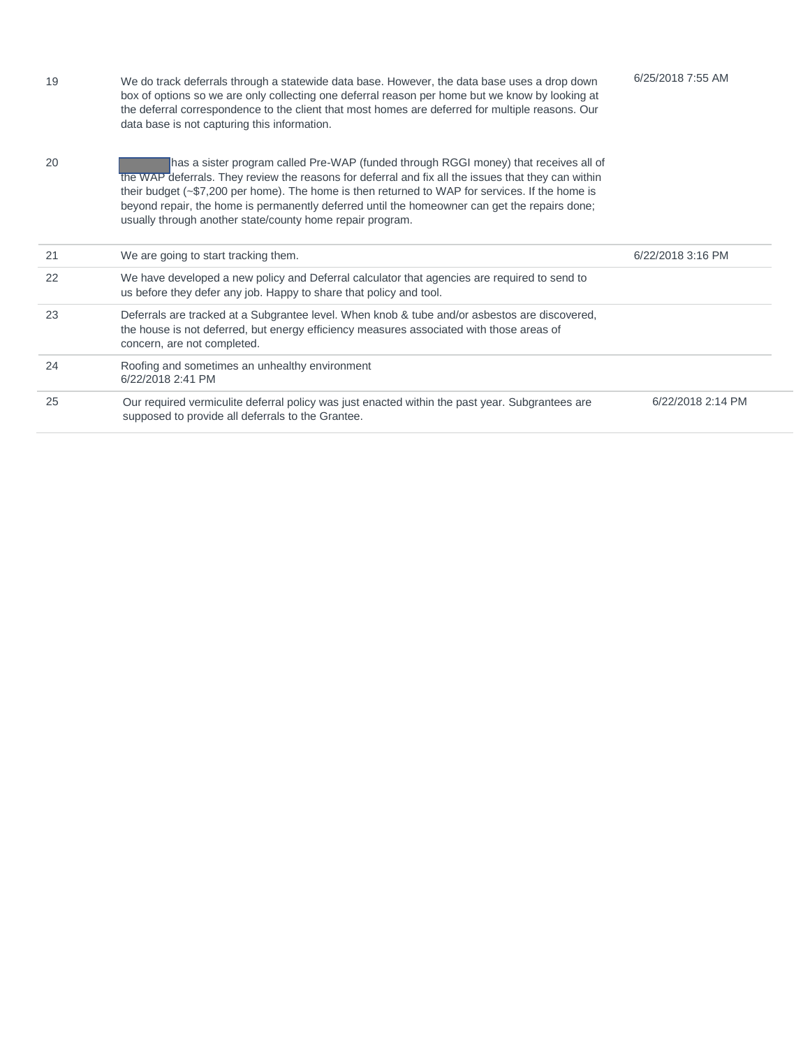| | | |
|---|---|---|
| 19 | We do track deferrals through a statewide data base. However, the data base uses a drop down box of options so we are only collecting one deferral reason per home but we know by looking at the deferral correspondence to the client that most homes are deferred for multiple reasons. Our data base is not capturing this information. | 6/25/2018 7:55 AM |
| 20 | [redacted] has a sister program called Pre-WAP (funded through RGGI money) that receives all of the WAP deferrals. They review the reasons for deferral and fix all the issues that they can within their budget (~$7,200 per home). The home is then returned to WAP for services. If the home is beyond repair, the home is permanently deferred until the homeowner can get the repairs done; usually through another state/county home repair program. | |
| 21 | We are going to start tracking them. | 6/22/2018 3:16 PM |
| 22 | We have developed a new policy and Deferral calculator that agencies are required to send to us before they defer any job. Happy to share that policy and tool. | |
| 23 | Deferrals are tracked at a Subgrantee level. When knob & tube and/or asbestos are discovered, the house is not deferred, but energy efficiency measures associated with those areas of concern, are not completed. | |
| 24 | Roofing and sometimes an unhealthy environment<br>6/22/2018 2:41 PM | |
| 25 | Our required vermiculite deferral policy was just enacted within the past year. Subgrantees are supposed to provide all deferrals to the Grantee. | 6/22/2018 2:14 PM |